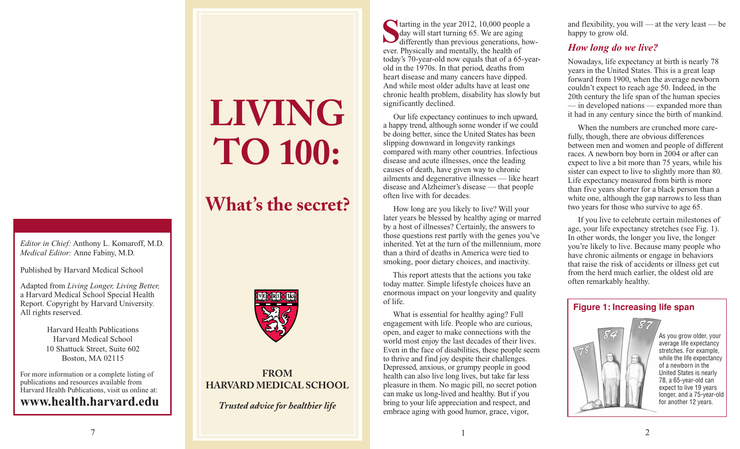Editor in Chief: Anthony L. Komaroff, M.D.
*Medical Editor:* Anne Fabiny, M.D.

Published by Harvard Medical School

Adapted from *Living Longer, Living Better,* a Harvard Medical School Special Health Report. Copyright by Harvard University. All rights reserved.

Harvard Health Publications
Harvard Medical School
10 Shattuck Street, Suite 602
Boston, MA 02115

For more information or a complete listing of publications and resources available from Harvard Health Publications, visit us online at:

**www.health.harvard.edu**

# LIVING TO 100:

## What's the secret?

VE RI TAS

**FROM HARVARD MEDICAL SCHOOL**

***Trusted advice for healthier life***

Starting in the year 2012, 10,000 people a day will start turning 65. We are aging differently than previous generations, however. Physically and mentally, the health of today's 70-year-old now equals that of a 65-year-old in the 1970s. In that period, deaths from heart disease and many cancers have dipped. And while most older adults have at least one chronic health problem, disability has slowly but significantly declined.

Our life expectancy continues to inch upward, a happy trend, although some wonder if we could be doing better, since the United States has been slipping downward in longevity rankings compared with many other countries. Infectious disease and acute illnesses, once the leading causes of death, have given way to chronic ailments and degenerative illnesses — like heart disease and Alzheimer's disease — that people often live with for decades.

How long are you likely to live? Will your later years be blessed by healthy aging or marred by a host of illnesses? Certainly, the answers to those questions rest partly with the genes you've inherited. Yet at the turn of the millennium, more than a third of deaths in America were tied to smoking, poor dietary choices, and inactivity.

This report attests that the actions you take today matter. Simple lifestyle choices have an enormous impact on your longevity and quality of life.

What is essential for healthy aging? Full engagement with life. People who are curious, open, and eager to make connections with the world most enjoy the last decades of their lives. Even in the face of disabilities, these people seem to thrive and find joy despite their challenges. Depressed, anxious, or grumpy people in good health can also live long lives, but take far less pleasure in them. No magic pill, no secret potion can make us long-lived and healthy. But if you bring to your life appreciation and respect, and embrace aging with good humor, grace, vigor, and flexibility, you will — at the very least — be happy to grow old.

### *How long do we live?*

Nowadays, life expectancy at birth is nearly 78 years in the United States. This is a great leap forward from 1900, when the average newborn couldn't expect to reach age 50. Indeed, in the 20th century the life span of the human species — in developed nations — expanded more than it had in any century since the birth of mankind.

When the numbers are crunched more carefully, though, there are obvious differences between men and women and people of different races. A newborn boy born in 2004 or after can expect to live a bit more than 75 years, while his sister can expect to live to slightly more than 80. Life expectancy measured from birth is more than five years shorter for a black person than a white one, although the gap narrows to less than two years for those who survive to age 65.

If you live to celebrate certain milestones of age, your life expectancy stretches (see Fig. 1). In other words, the longer you live, the longer you're likely to live. Because many people who have chronic ailments or engage in behaviors that raise the risk of accidents or illness get cut from the herd much earlier, the oldest old are often remarkably healthy.

**Figure 1: Increasing life span**

78 84 87

As you grow older, your average life expectancy stretches. For example, while the life expectancy of a newborn in the United States is nearly 78, a 65-year-old can expect to live 19 years longer, and a 75-year-old for another 12 years.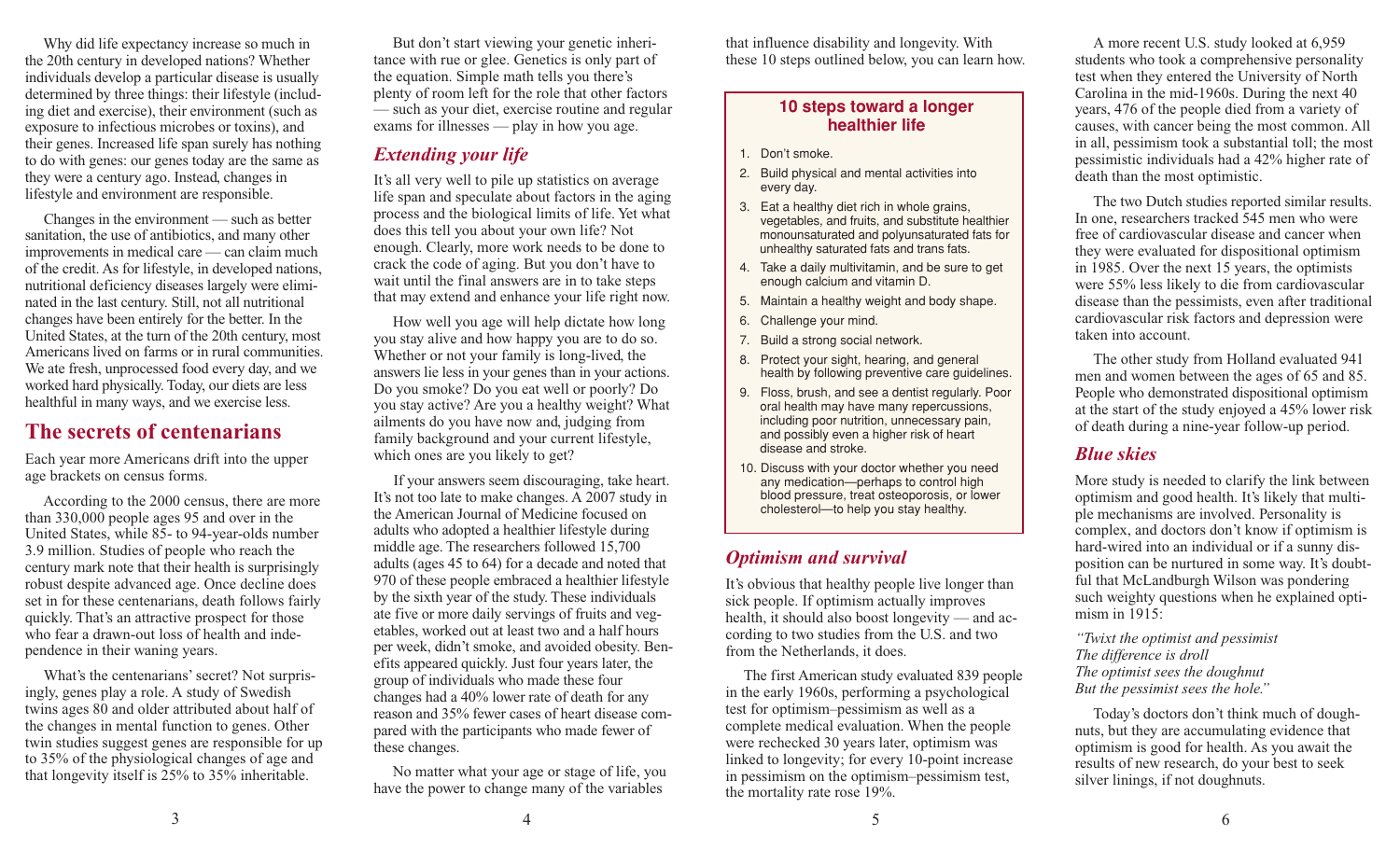Why did life expectancy increase so much in the 20th century in developed nations? Whether individuals develop a particular disease is usually determined by three things: their lifestyle (including diet and exercise), their environment (such as exposure to infectious microbes or toxins), and their genes. Increased life span surely has nothing to do with genes: our genes today are the same as they were a century ago. Instead, changes in lifestyle and environment are responsible.

Changes in the environment — such as better sanitation, the use of antibiotics, and many other improvements in medical care — can claim much of the credit. As for lifestyle, in developed nations, nutritional deficiency diseases largely were eliminated in the last century. Still, not all nutritional changes have been entirely for the better. In the United States, at the turn of the 20th century, most Americans lived on farms or in rural communities. We ate fresh, unprocessed food every day, and we worked hard physically. Today, our diets are less healthful in many ways, and we exercise less.

## The secrets of centenarians

Each year more Americans drift into the upper age brackets on census forms.

According to the 2000 census, there are more than 330,000 people ages 95 and over in the United States, while 85- to 94-year-olds number 3.9 million. Studies of people who reach the century mark note that their health is surprisingly robust despite advanced age. Once decline does set in for these centenarians, death follows fairly quickly. That's an attractive prospect for those who fear a drawn-out loss of health and independence in their waning years.

What's the centenarians' secret? Not surprisingly, genes play a role. A study of Swedish twins ages 80 and older attributed about half of the changes in mental function to genes. Other twin studies suggest genes are responsible for up to 35% of the physiological changes of age and that longevity itself is 25% to 35% inheritable.

But don't start viewing your genetic inheritance with rue or glee. Genetics is only part of the equation. Simple math tells you there's plenty of room left for the role that other factors — such as your diet, exercise routine and regular exams for illnesses — play in how you age.

### *Extending your life*

It's all very well to pile up statistics on average life span and speculate about factors in the aging process and the biological limits of life. Yet what does this tell you about your own life? Not enough. Clearly, more work needs to be done to crack the code of aging. But you don't have to wait until the final answers are in to take steps that may extend and enhance your life right now.

How well you age will help dictate how long you stay alive and how happy you are to do so. Whether or not your family is long-lived, the answers lie less in your genes than in your actions. Do you smoke? Do you eat well or poorly? Do you stay active? Are you a healthy weight? What ailments do you have now and, judging from family background and your current lifestyle, which ones are you likely to get?

If your answers seem discouraging, take heart. It's not too late to make changes. A 2007 study in the American Journal of Medicine focused on adults who adopted a healthier lifestyle during middle age. The researchers followed 15,700 adults (ages 45 to 64) for a decade and noted that 970 of these people embraced a healthier lifestyle by the sixth year of the study. These individuals ate five or more daily servings of fruits and vegetables, worked out at least two and a half hours per week, didn't smoke, and avoided obesity. Benefits appeared quickly. Just four years later, the group of individuals who made these four changes had a 40% lower rate of death for any reason and 35% fewer cases of heart disease compared with the participants who made fewer of these changes.

No matter what your age or stage of life, you have the power to change many of the variables that influence disability and longevity. With these 10 steps outlined below, you can learn how.

**10 steps toward a longer healthier life**

1. Don't smoke.
2. Build physical and mental activities into every day.
3. Eat a healthy diet rich in whole grains, vegetables, and fruits, and substitute healthier monounsaturated and polyunsaturated fats for unhealthy saturated fats and trans fats.
4. Take a daily multivitamin, and be sure to get enough calcium and vitamin D.
5. Maintain a healthy weight and body shape.
6. Challenge your mind.
7. Build a strong social network.
8. Protect your sight, hearing, and general health by following preventive care guidelines.
9. Floss, brush, and see a dentist regularly. Poor oral health may have many repercussions, including poor nutrition, unnecessary pain, and possibly even a higher risk of heart disease and stroke.
10. Discuss with your doctor whether you need any medication—perhaps to control high blood pressure, treat osteoporosis, or lower cholesterol—to help you stay healthy.

### *Optimism and survival*

It's obvious that healthy people live longer than sick people. If optimism actually improves health, it should also boost longevity — and according to two studies from the U.S. and two from the Netherlands, it does.

The first American study evaluated 839 people in the early 1960s, performing a psychological test for optimism–pessimism as well as a complete medical evaluation. When the people were rechecked 30 years later, optimism was linked to longevity; for every 10-point increase in pessimism on the optimism–pessimism test, the mortality rate rose 19%.

A more recent U.S. study looked at 6,959 students who took a comprehensive personality test when they entered the University of North Carolina in the mid-1960s. During the next 40 years, 476 of the people died from a variety of causes, with cancer being the most common. All in all, pessimism took a substantial toll; the most pessimistic individuals had a 42% higher rate of death than the most optimistic.

The two Dutch studies reported similar results. In one, researchers tracked 545 men who were free of cardiovascular disease and cancer when they were evaluated for dispositional optimism in 1985. Over the next 15 years, the optimists were 55% less likely to die from cardiovascular disease than the pessimists, even after traditional cardiovascular risk factors and depression were taken into account.

The other study from Holland evaluated 941 men and women between the ages of 65 and 85. People who demonstrated dispositional optimism at the start of the study enjoyed a 45% lower risk of death during a nine-year follow-up period.

### *Blue skies*

More study is needed to clarify the link between optimism and good health. It's likely that multiple mechanisms are involved. Personality is complex, and doctors don't know if optimism is hard-wired into an individual or if a sunny disposition can be nurtured in some way. It's doubtful that McLandburgh Wilson was pondering such weighty questions when he explained optimism in 1915:

*"Twixt the optimist and pessimist*
*The difference is droll*
*The optimist sees the doughnut*
*But the pessimist sees the hole."*

Today's doctors don't think much of doughnuts, but they are accumulating evidence that optimism is good for health. As you await the results of new research, do your best to seek silver linings, if not doughnuts.